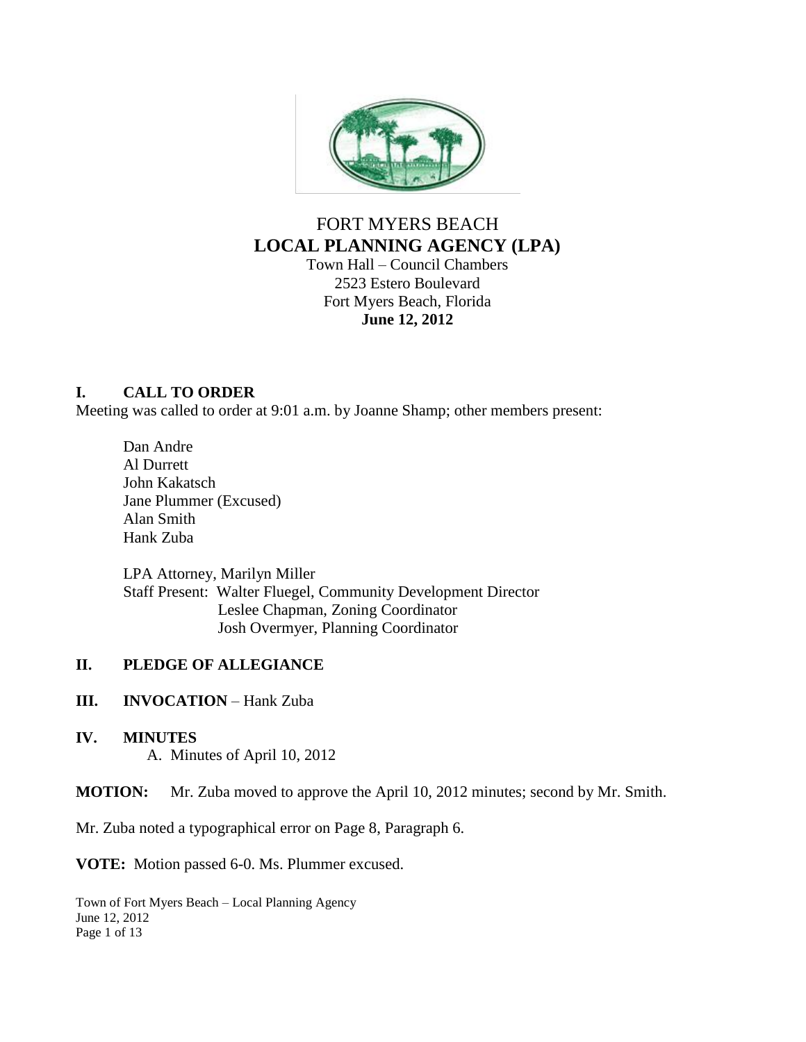# FORT MYERS BEACH
# LOCAL PLANNING AGENCY (LPA)

Town Hall – Council Chambers
2523 Estero Boulevard
Fort Myers Beach, Florida
**June 12, 2012**

## I. CALL TO ORDER

Meeting was called to order at 9:01 a.m. by Joanne Shamp; other members present:

Dan Andre
Al Durrett
John Kakatsch
Jane Plummer (Excused)
Alan Smith
Hank Zuba

LPA Attorney, Marilyn Miller
Staff Present: Walter Fluegel, Community Development Director
Leslee Chapman, Zoning Coordinator
Josh Overmyer, Planning Coordinator

## II. PLEDGE OF ALLEGIANCE

## III. INVOCATION – Hank Zuba

## IV. MINUTES

A. Minutes of April 10, 2012

**MOTION:** Mr. Zuba moved to approve the April 10, 2012 minutes; second by Mr. Smith.

Mr. Zuba noted a typographical error on Page 8, Paragraph 6.

**VOTE:** Motion passed 6-0. Ms. Plummer excused.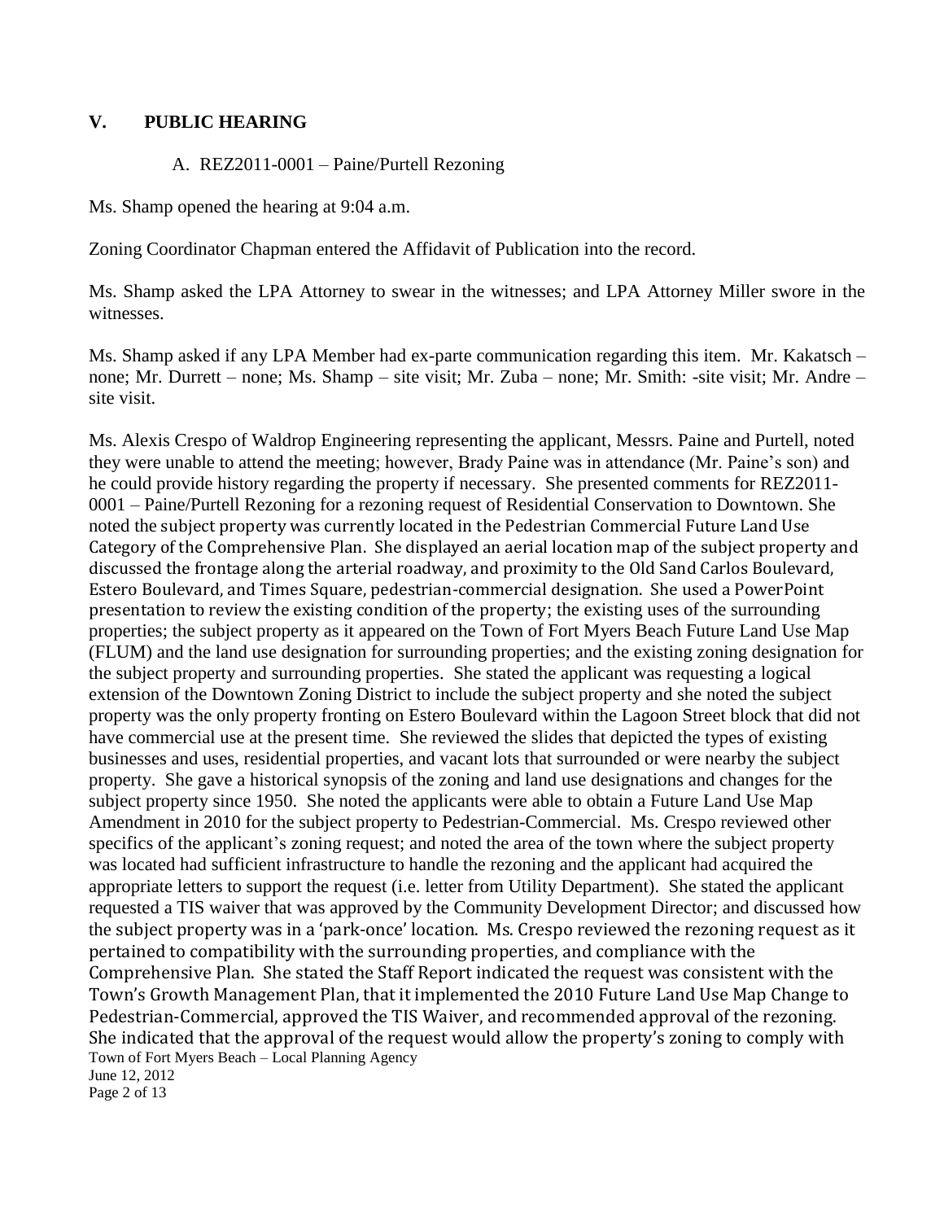## V. PUBLIC HEARING

### A. REZ2011-0001 – Paine/Purtell Rezoning

Ms. Shamp opened the hearing at 9:04 a.m.

Zoning Coordinator Chapman entered the Affidavit of Publication into the record.

Ms. Shamp asked the LPA Attorney to swear in the witnesses; and LPA Attorney Miller swore in the witnesses.

Ms. Shamp asked if any LPA Member had ex-parte communication regarding this item. Mr. Kakatsch – none; Mr. Durrett – none; Ms. Shamp – site visit; Mr. Zuba – none; Mr. Smith: -site visit; Mr. Andre – site visit.

Ms. Alexis Crespo of Waldrop Engineering representing the applicant, Messrs. Paine and Purtell, noted they were unable to attend the meeting; however, Brady Paine was in attendance (Mr. Paine's son) and he could provide history regarding the property if necessary. She presented comments for REZ2011-0001 – Paine/Purtell Rezoning for a rezoning request of Residential Conservation to Downtown. She noted the subject property was currently located in the Pedestrian Commercial Future Land Use Category of the Comprehensive Plan. She displayed an aerial location map of the subject property and discussed the frontage along the arterial roadway, and proximity to the Old Sand Carlos Boulevard, Estero Boulevard, and Times Square, pedestrian-commercial designation. She used a PowerPoint presentation to review the existing condition of the property; the existing uses of the surrounding properties; the subject property as it appeared on the Town of Fort Myers Beach Future Land Use Map (FLUM) and the land use designation for surrounding properties; and the existing zoning designation for the subject property and surrounding properties. She stated the applicant was requesting a logical extension of the Downtown Zoning District to include the subject property and she noted the subject property was the only property fronting on Estero Boulevard within the Lagoon Street block that did not have commercial use at the present time. She reviewed the slides that depicted the types of existing businesses and uses, residential properties, and vacant lots that surrounded or were nearby the subject property. She gave a historical synopsis of the zoning and land use designations and changes for the subject property since 1950. She noted the applicants were able to obtain a Future Land Use Map Amendment in 2010 for the subject property to Pedestrian-Commercial. Ms. Crespo reviewed other specifics of the applicant's zoning request; and noted the area of the town where the subject property was located had sufficient infrastructure to handle the rezoning and the applicant had acquired the appropriate letters to support the request (i.e. letter from Utility Department). She stated the applicant requested a TIS waiver that was approved by the Community Development Director; and discussed how the subject property was in a 'park-once' location. Ms. Crespo reviewed the rezoning request as it pertained to compatibility with the surrounding properties, and compliance with the Comprehensive Plan. She stated the Staff Report indicated the request was consistent with the Town's Growth Management Plan, that it implemented the 2010 Future Land Use Map Change to Pedestrian-Commercial, approved the TIS Waiver, and recommended approval of the rezoning. She indicated that the approval of the request would allow the property's zoning to comply with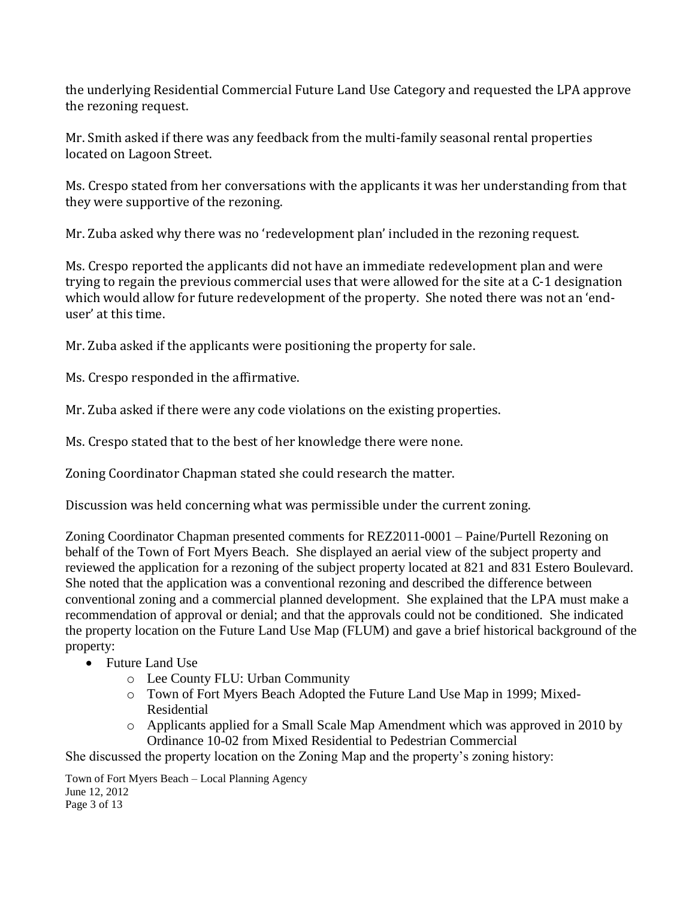the underlying Residential Commercial Future Land Use Category and requested the LPA approve the rezoning request.

Mr. Smith asked if there was any feedback from the multi-family seasonal rental properties located on Lagoon Street.

Ms. Crespo stated from her conversations with the applicants it was her understanding from that they were supportive of the rezoning.

Mr. Zuba asked why there was no 'redevelopment plan' included in the rezoning request.

Ms. Crespo reported the applicants did not have an immediate redevelopment plan and were trying to regain the previous commercial uses that were allowed for the site at a C-1 designation which would allow for future redevelopment of the property. She noted there was not an 'end-user' at this time.

Mr. Zuba asked if the applicants were positioning the property for sale.

Ms. Crespo responded in the affirmative.

Mr. Zuba asked if there were any code violations on the existing properties.

Ms. Crespo stated that to the best of her knowledge there were none.

Zoning Coordinator Chapman stated she could research the matter.

Discussion was held concerning what was permissible under the current zoning.

Zoning Coordinator Chapman presented comments for REZ2011-0001 – Paine/Purtell Rezoning on behalf of the Town of Fort Myers Beach. She displayed an aerial view of the subject property and reviewed the application for a rezoning of the subject property located at 821 and 831 Estero Boulevard. She noted that the application was a conventional rezoning and described the difference between conventional zoning and a commercial planned development. She explained that the LPA must make a recommendation of approval or denial; and that the approvals could not be conditioned. She indicated the property location on the Future Land Use Map (FLUM) and gave a brief historical background of the property:

- Future Land Use
  - Lee County FLU: Urban Community
  - Town of Fort Myers Beach Adopted the Future Land Use Map in 1999; Mixed-Residential
  - Applicants applied for a Small Scale Map Amendment which was approved in 2010 by Ordinance 10-02 from Mixed Residential to Pedestrian Commercial

She discussed the property location on the Zoning Map and the property's zoning history: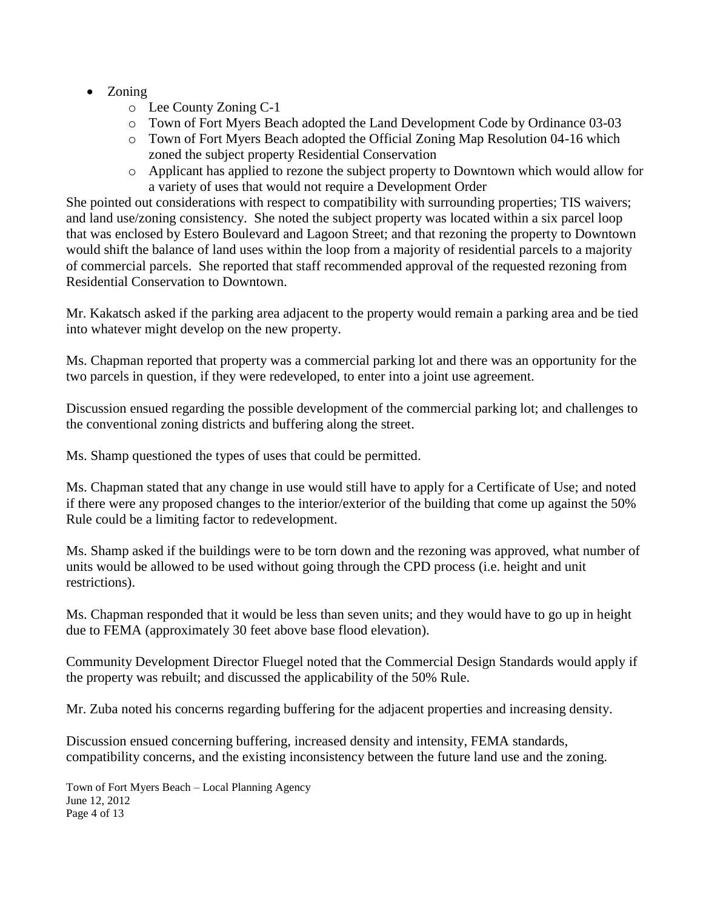- Zoning
    - Lee County Zoning C-1
    - Town of Fort Myers Beach adopted the Land Development Code by Ordinance 03-03
    - Town of Fort Myers Beach adopted the Official Zoning Map Resolution 04-16 which zoned the subject property Residential Conservation
    - Applicant has applied to rezone the subject property to Downtown which would allow for a variety of uses that would not require a Development Order

She pointed out considerations with respect to compatibility with surrounding properties; TIS waivers; and land use/zoning consistency. She noted the subject property was located within a six parcel loop that was enclosed by Estero Boulevard and Lagoon Street; and that rezoning the property to Downtown would shift the balance of land uses within the loop from a majority of residential parcels to a majority of commercial parcels. She reported that staff recommended approval of the requested rezoning from Residential Conservation to Downtown.

Mr. Kakatsch asked if the parking area adjacent to the property would remain a parking area and be tied into whatever might develop on the new property.

Ms. Chapman reported that property was a commercial parking lot and there was an opportunity for the two parcels in question, if they were redeveloped, to enter into a joint use agreement.

Discussion ensued regarding the possible development of the commercial parking lot; and challenges to the conventional zoning districts and buffering along the street.

Ms. Shamp questioned the types of uses that could be permitted.

Ms. Chapman stated that any change in use would still have to apply for a Certificate of Use; and noted if there were any proposed changes to the interior/exterior of the building that come up against the 50% Rule could be a limiting factor to redevelopment.

Ms. Shamp asked if the buildings were to be torn down and the rezoning was approved, what number of units would be allowed to be used without going through the CPD process (i.e. height and unit restrictions).

Ms. Chapman responded that it would be less than seven units; and they would have to go up in height due to FEMA (approximately 30 feet above base flood elevation).

Community Development Director Fluegel noted that the Commercial Design Standards would apply if the property was rebuilt; and discussed the applicability of the 50% Rule.

Mr. Zuba noted his concerns regarding buffering for the adjacent properties and increasing density.

Discussion ensued concerning buffering, increased density and intensity, FEMA standards, compatibility concerns, and the existing inconsistency between the future land use and the zoning.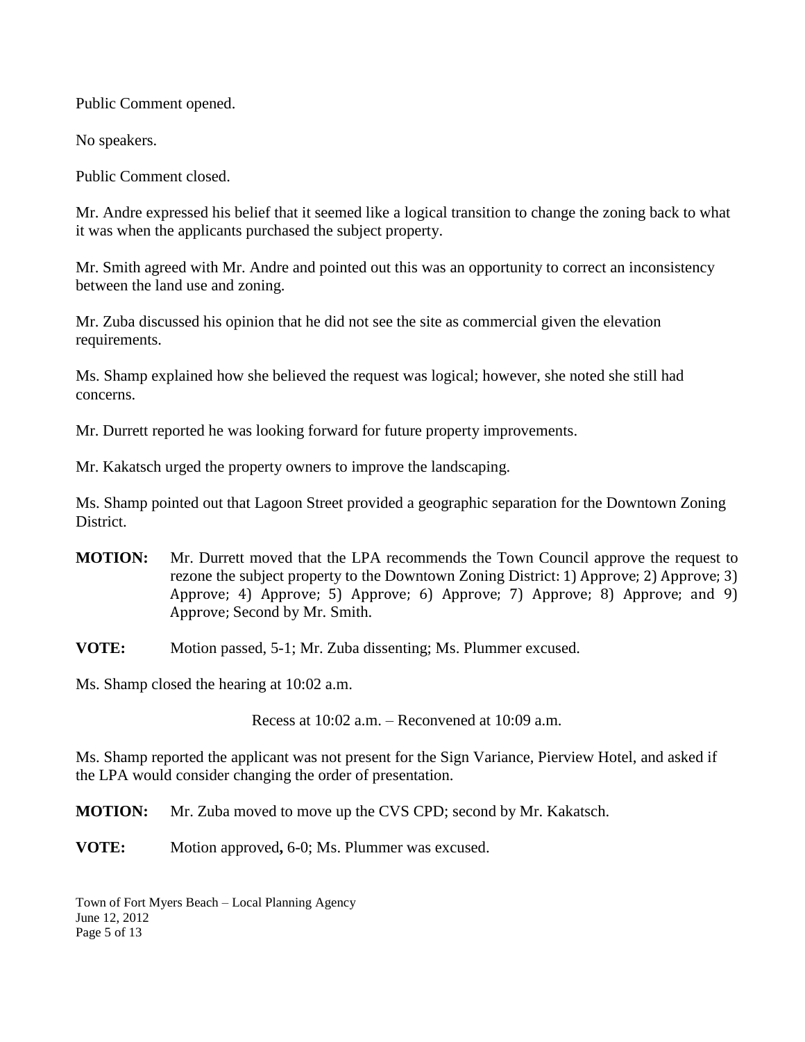Public Comment opened.

No speakers.

Public Comment closed.

Mr. Andre expressed his belief that it seemed like a logical transition to change the zoning back to what it was when the applicants purchased the subject property.

Mr. Smith agreed with Mr. Andre and pointed out this was an opportunity to correct an inconsistency between the land use and zoning.

Mr. Zuba discussed his opinion that he did not see the site as commercial given the elevation requirements.

Ms. Shamp explained how she believed the request was logical; however, she noted she still had concerns.

Mr. Durrett reported he was looking forward for future property improvements.

Mr. Kakatsch urged the property owners to improve the landscaping.

Ms. Shamp pointed out that Lagoon Street provided a geographic separation for the Downtown Zoning District.

**MOTION:** Mr. Durrett moved that the LPA recommends the Town Council approve the request to rezone the subject property to the Downtown Zoning District: 1) Approve; 2) Approve; 3) Approve; 4) Approve; 5) Approve; 6) Approve; 7) Approve; 8) Approve; and 9) Approve; Second by Mr. Smith.

**VOTE:** Motion passed, 5-1; Mr. Zuba dissenting; Ms. Plummer excused.

Ms. Shamp closed the hearing at 10:02 a.m.

Recess at 10:02 a.m. – Reconvened at 10:09 a.m.

Ms. Shamp reported the applicant was not present for the Sign Variance, Pierview Hotel, and asked if the LPA would consider changing the order of presentation.

**MOTION:** Mr. Zuba moved to move up the CVS CPD; second by Mr. Kakatsch.

**VOTE:** Motion approved**,** 6-0; Ms. Plummer was excused.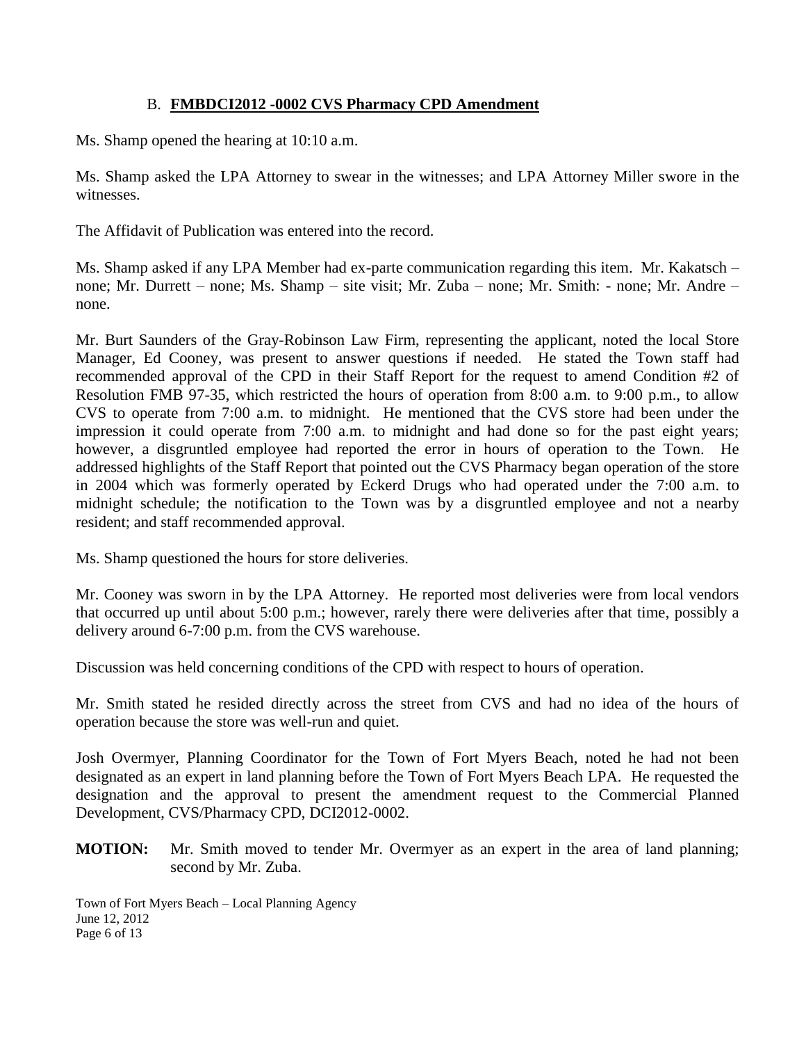### B. **FMBDCI2012 -0002 CVS Pharmacy CPD Amendment**

Ms. Shamp opened the hearing at 10:10 a.m.

Ms. Shamp asked the LPA Attorney to swear in the witnesses; and LPA Attorney Miller swore in the witnesses.

The Affidavit of Publication was entered into the record.

Ms. Shamp asked if any LPA Member had ex-parte communication regarding this item. Mr. Kakatsch – none; Mr. Durrett – none; Ms. Shamp – site visit; Mr. Zuba – none; Mr. Smith: - none; Mr. Andre – none.

Mr. Burt Saunders of the Gray-Robinson Law Firm, representing the applicant, noted the local Store Manager, Ed Cooney, was present to answer questions if needed. He stated the Town staff had recommended approval of the CPD in their Staff Report for the request to amend Condition #2 of Resolution FMB 97-35, which restricted the hours of operation from 8:00 a.m. to 9:00 p.m., to allow CVS to operate from 7:00 a.m. to midnight. He mentioned that the CVS store had been under the impression it could operate from 7:00 a.m. to midnight and had done so for the past eight years; however, a disgruntled employee had reported the error in hours of operation to the Town. He addressed highlights of the Staff Report that pointed out the CVS Pharmacy began operation of the store in 2004 which was formerly operated by Eckerd Drugs who had operated under the 7:00 a.m. to midnight schedule; the notification to the Town was by a disgruntled employee and not a nearby resident; and staff recommended approval.

Ms. Shamp questioned the hours for store deliveries.

Mr. Cooney was sworn in by the LPA Attorney. He reported most deliveries were from local vendors that occurred up until about 5:00 p.m.; however, rarely there were deliveries after that time, possibly a delivery around 6-7:00 p.m. from the CVS warehouse.

Discussion was held concerning conditions of the CPD with respect to hours of operation.

Mr. Smith stated he resided directly across the street from CVS and had no idea of the hours of operation because the store was well-run and quiet.

Josh Overmyer, Planning Coordinator for the Town of Fort Myers Beach, noted he had not been designated as an expert in land planning before the Town of Fort Myers Beach LPA. He requested the designation and the approval to present the amendment request to the Commercial Planned Development, CVS/Pharmacy CPD, DCI2012-0002.

**MOTION:** Mr. Smith moved to tender Mr. Overmyer as an expert in the area of land planning; second by Mr. Zuba.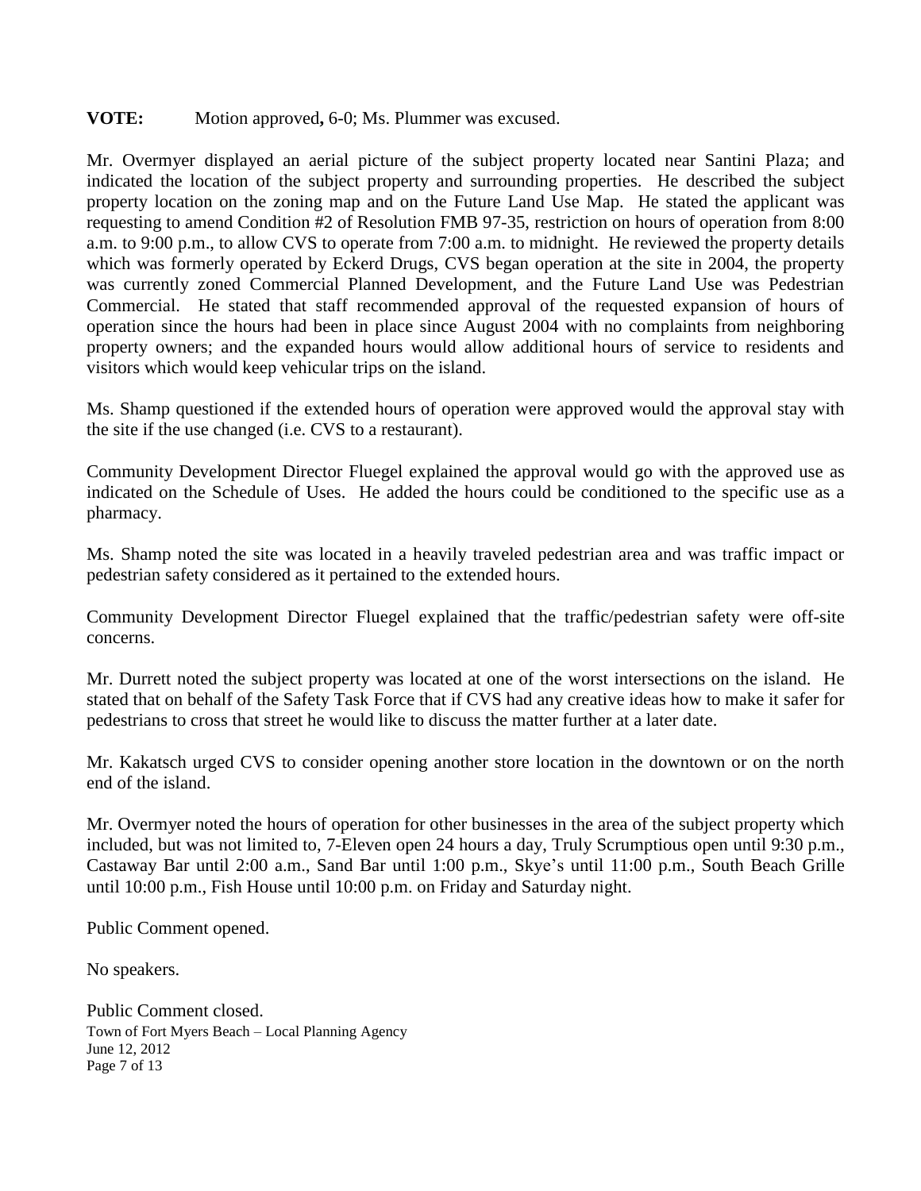**VOTE:** Motion approved**,** 6-0; Ms. Plummer was excused.

Mr. Overmyer displayed an aerial picture of the subject property located near Santini Plaza; and indicated the location of the subject property and surrounding properties. He described the subject property location on the zoning map and on the Future Land Use Map. He stated the applicant was requesting to amend Condition #2 of Resolution FMB 97-35, restriction on hours of operation from 8:00 a.m. to 9:00 p.m., to allow CVS to operate from 7:00 a.m. to midnight. He reviewed the property details which was formerly operated by Eckerd Drugs, CVS began operation at the site in 2004, the property was currently zoned Commercial Planned Development, and the Future Land Use was Pedestrian Commercial. He stated that staff recommended approval of the requested expansion of hours of operation since the hours had been in place since August 2004 with no complaints from neighboring property owners; and the expanded hours would allow additional hours of service to residents and visitors which would keep vehicular trips on the island.

Ms. Shamp questioned if the extended hours of operation were approved would the approval stay with the site if the use changed (i.e. CVS to a restaurant).

Community Development Director Fluegel explained the approval would go with the approved use as indicated on the Schedule of Uses. He added the hours could be conditioned to the specific use as a pharmacy.

Ms. Shamp noted the site was located in a heavily traveled pedestrian area and was traffic impact or pedestrian safety considered as it pertained to the extended hours.

Community Development Director Fluegel explained that the traffic/pedestrian safety were off-site concerns.

Mr. Durrett noted the subject property was located at one of the worst intersections on the island. He stated that on behalf of the Safety Task Force that if CVS had any creative ideas how to make it safer for pedestrians to cross that street he would like to discuss the matter further at a later date.

Mr. Kakatsch urged CVS to consider opening another store location in the downtown or on the north end of the island.

Mr. Overmyer noted the hours of operation for other businesses in the area of the subject property which included, but was not limited to, 7-Eleven open 24 hours a day, Truly Scrumptious open until 9:30 p.m., Castaway Bar until 2:00 a.m., Sand Bar until 1:00 p.m., Skye's until 11:00 p.m., South Beach Grille until 10:00 p.m., Fish House until 10:00 p.m. on Friday and Saturday night.

Public Comment opened.

No speakers.

Public Comment closed.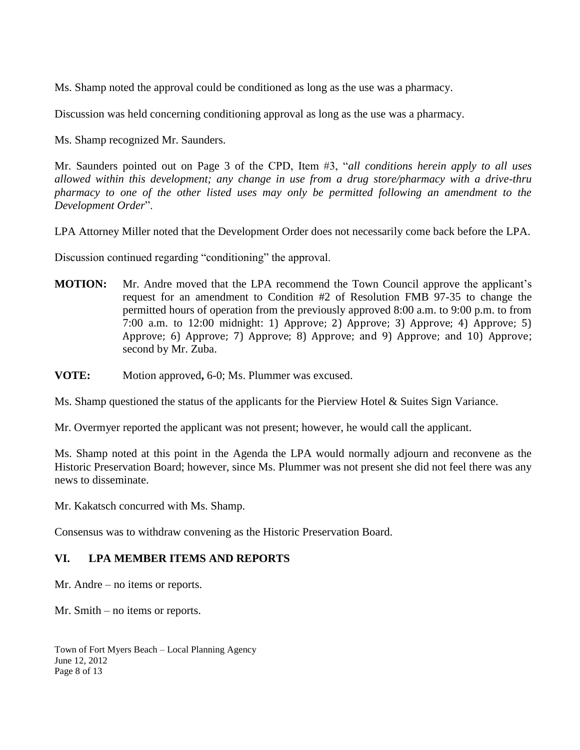Ms. Shamp noted the approval could be conditioned as long as the use was a pharmacy.

Discussion was held concerning conditioning approval as long as the use was a pharmacy.

Ms. Shamp recognized Mr. Saunders.

Mr. Saunders pointed out on Page 3 of the CPD, Item #3, "*all conditions herein apply to all uses allowed within this development; any change in use from a drug store/pharmacy with a drive-thru pharmacy to one of the other listed uses may only be permitted following an amendment to the Development Order*".

LPA Attorney Miller noted that the Development Order does not necessarily come back before the LPA.

Discussion continued regarding "conditioning" the approval.

**MOTION:** Mr. Andre moved that the LPA recommend the Town Council approve the applicant's request for an amendment to Condition #2 of Resolution FMB 97-35 to change the permitted hours of operation from the previously approved 8:00 a.m. to 9:00 p.m. to from 7:00 a.m. to 12:00 midnight: 1) Approve; 2) Approve; 3) Approve; 4) Approve; 5) Approve; 6) Approve; 7) Approve; 8) Approve; and 9) Approve; and 10) Approve; second by Mr. Zuba.

**VOTE:** Motion approved**,** 6-0; Ms. Plummer was excused.

Ms. Shamp questioned the status of the applicants for the Pierview Hotel & Suites Sign Variance.

Mr. Overmyer reported the applicant was not present; however, he would call the applicant.

Ms. Shamp noted at this point in the Agenda the LPA would normally adjourn and reconvene as the Historic Preservation Board; however, since Ms. Plummer was not present she did not feel there was any news to disseminate.

Mr. Kakatsch concurred with Ms. Shamp.

Consensus was to withdraw convening as the Historic Preservation Board.

## VI. LPA MEMBER ITEMS AND REPORTS

Mr. Andre – no items or reports.

Mr. Smith – no items or reports.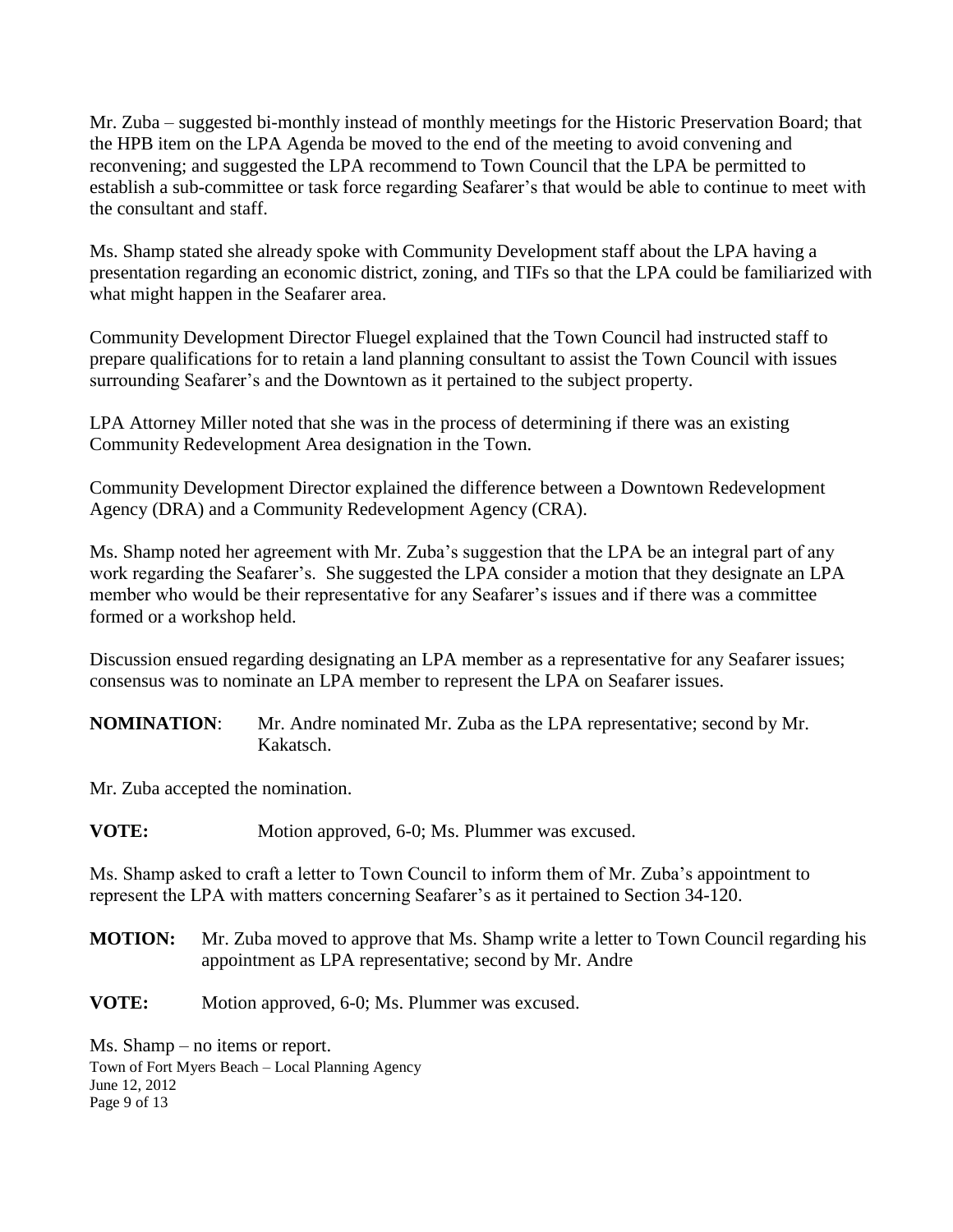Mr. Zuba – suggested bi-monthly instead of monthly meetings for the Historic Preservation Board; that the HPB item on the LPA Agenda be moved to the end of the meeting to avoid convening and reconvening; and suggested the LPA recommend to Town Council that the LPA be permitted to establish a sub-committee or task force regarding Seafarer's that would be able to continue to meet with the consultant and staff.

Ms. Shamp stated she already spoke with Community Development staff about the LPA having a presentation regarding an economic district, zoning, and TIFs so that the LPA could be familiarized with what might happen in the Seafarer area.

Community Development Director Fluegel explained that the Town Council had instructed staff to prepare qualifications for to retain a land planning consultant to assist the Town Council with issues surrounding Seafarer's and the Downtown as it pertained to the subject property.

LPA Attorney Miller noted that she was in the process of determining if there was an existing Community Redevelopment Area designation in the Town.

Community Development Director explained the difference between a Downtown Redevelopment Agency (DRA) and a Community Redevelopment Agency (CRA).

Ms. Shamp noted her agreement with Mr. Zuba's suggestion that the LPA be an integral part of any work regarding the Seafarer's. She suggested the LPA consider a motion that they designate an LPA member who would be their representative for any Seafarer's issues and if there was a committee formed or a workshop held.

Discussion ensued regarding designating an LPA member as a representative for any Seafarer issues; consensus was to nominate an LPA member to represent the LPA on Seafarer issues.

**NOMINATION**: Mr. Andre nominated Mr. Zuba as the LPA representative; second by Mr. Kakatsch.

Mr. Zuba accepted the nomination.

**VOTE:** Motion approved, 6-0; Ms. Plummer was excused.

Ms. Shamp asked to craft a letter to Town Council to inform them of Mr. Zuba's appointment to represent the LPA with matters concerning Seafarer's as it pertained to Section 34-120.

**MOTION:** Mr. Zuba moved to approve that Ms. Shamp write a letter to Town Council regarding his appointment as LPA representative; second by Mr. Andre

**VOTE:** Motion approved, 6-0; Ms. Plummer was excused.

Ms. Shamp – no items or report.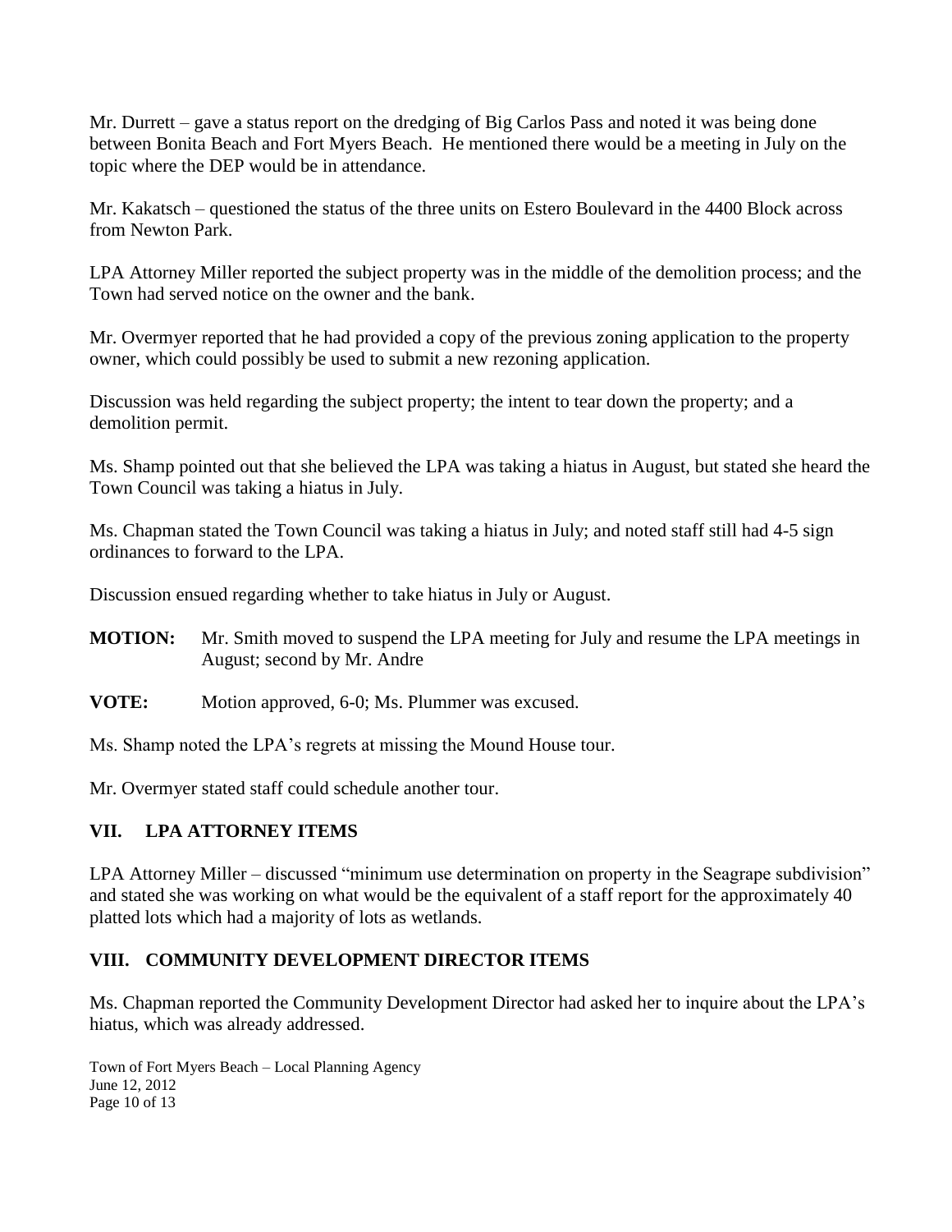Mr. Durrett – gave a status report on the dredging of Big Carlos Pass and noted it was being done between Bonita Beach and Fort Myers Beach. He mentioned there would be a meeting in July on the topic where the DEP would be in attendance.

Mr. Kakatsch – questioned the status of the three units on Estero Boulevard in the 4400 Block across from Newton Park.

LPA Attorney Miller reported the subject property was in the middle of the demolition process; and the Town had served notice on the owner and the bank.

Mr. Overmyer reported that he had provided a copy of the previous zoning application to the property owner, which could possibly be used to submit a new rezoning application.

Discussion was held regarding the subject property; the intent to tear down the property; and a demolition permit.

Ms. Shamp pointed out that she believed the LPA was taking a hiatus in August, but stated she heard the Town Council was taking a hiatus in July.

Ms. Chapman stated the Town Council was taking a hiatus in July; and noted staff still had 4-5 sign ordinances to forward to the LPA.

Discussion ensued regarding whether to take hiatus in July or August.

**MOTION:** Mr. Smith moved to suspend the LPA meeting for July and resume the LPA meetings in August; second by Mr. Andre

**VOTE:** Motion approved, 6-0; Ms. Plummer was excused.

Ms. Shamp noted the LPA's regrets at missing the Mound House tour.

Mr. Overmyer stated staff could schedule another tour.

## VII. LPA ATTORNEY ITEMS

LPA Attorney Miller – discussed "minimum use determination on property in the Seagrape subdivision" and stated she was working on what would be the equivalent of a staff report for the approximately 40 platted lots which had a majority of lots as wetlands.

## VIII. COMMUNITY DEVELOPMENT DIRECTOR ITEMS

Ms. Chapman reported the Community Development Director had asked her to inquire about the LPA's hiatus, which was already addressed.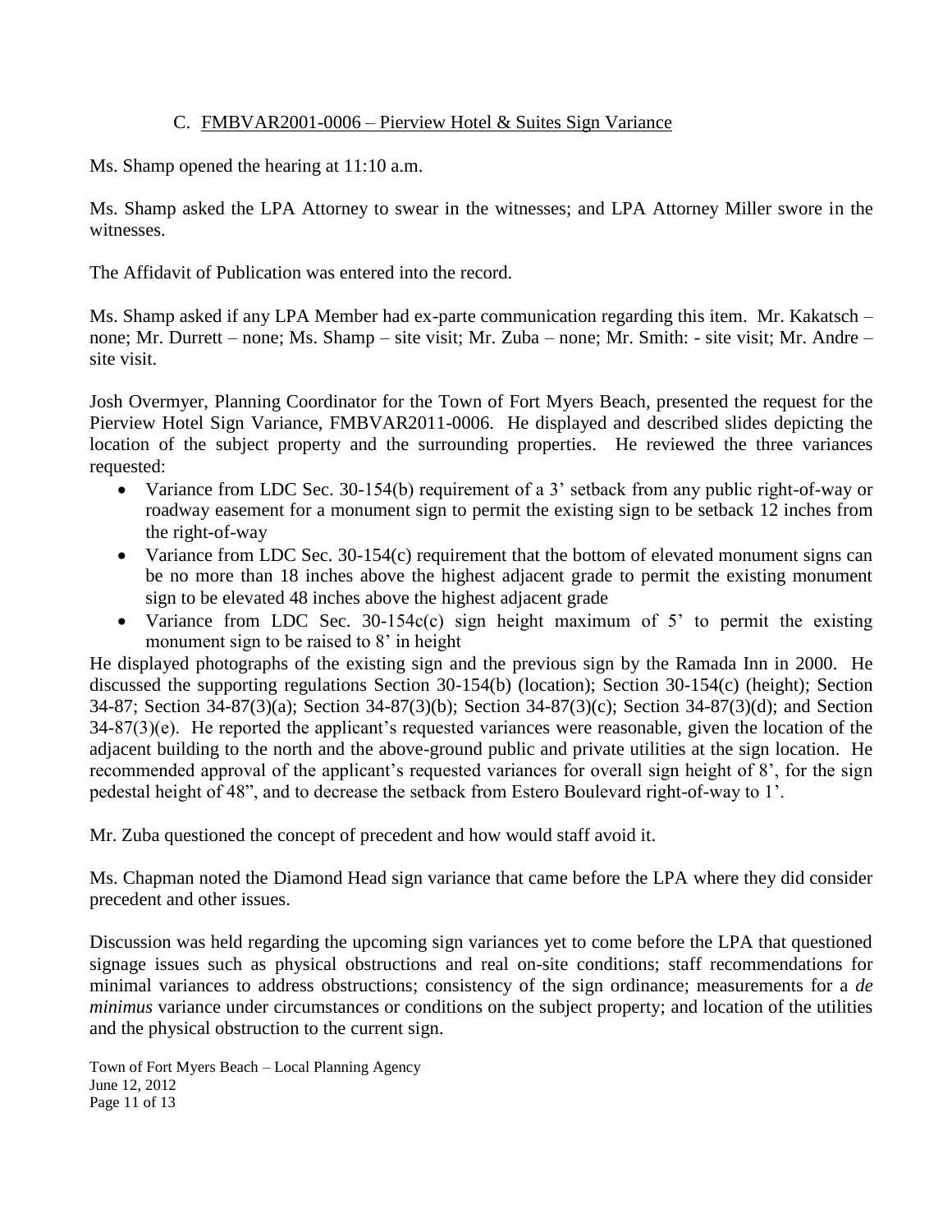### C. FMBVAR2001-0006 – Pierview Hotel & Suites Sign Variance

Ms. Shamp opened the hearing at 11:10 a.m.

Ms. Shamp asked the LPA Attorney to swear in the witnesses; and LPA Attorney Miller swore in the witnesses.

The Affidavit of Publication was entered into the record.

Ms. Shamp asked if any LPA Member had ex-parte communication regarding this item. Mr. Kakatsch – none; Mr. Durrett – none; Ms. Shamp – site visit; Mr. Zuba – none; Mr. Smith: - site visit; Mr. Andre – site visit.

Josh Overmyer, Planning Coordinator for the Town of Fort Myers Beach, presented the request for the Pierview Hotel Sign Variance, FMBVAR2011-0006. He displayed and described slides depicting the location of the subject property and the surrounding properties. He reviewed the three variances requested:

- Variance from LDC Sec. 30-154(b) requirement of a 3' setback from any public right-of-way or roadway easement for a monument sign to permit the existing sign to be setback 12 inches from the right-of-way
- Variance from LDC Sec. 30-154(c) requirement that the bottom of elevated monument signs can be no more than 18 inches above the highest adjacent grade to permit the existing monument sign to be elevated 48 inches above the highest adjacent grade
- Variance from LDC Sec. 30-154c(c) sign height maximum of 5' to permit the existing monument sign to be raised to 8' in height

He displayed photographs of the existing sign and the previous sign by the Ramada Inn in 2000. He discussed the supporting regulations Section 30-154(b) (location); Section 30-154(c) (height); Section 34-87; Section 34-87(3)(a); Section 34-87(3)(b); Section 34-87(3)(c); Section 34-87(3)(d); and Section 34-87(3)(e). He reported the applicant's requested variances were reasonable, given the location of the adjacent building to the north and the above-ground public and private utilities at the sign location. He recommended approval of the applicant's requested variances for overall sign height of 8', for the sign pedestal height of 48", and to decrease the setback from Estero Boulevard right-of-way to 1'.

Mr. Zuba questioned the concept of precedent and how would staff avoid it.

Ms. Chapman noted the Diamond Head sign variance that came before the LPA where they did consider precedent and other issues.

Discussion was held regarding the upcoming sign variances yet to come before the LPA that questioned signage issues such as physical obstructions and real on-site conditions; staff recommendations for minimal variances to address obstructions; consistency of the sign ordinance; measurements for a *de minimus* variance under circumstances or conditions on the subject property; and location of the utilities and the physical obstruction to the current sign.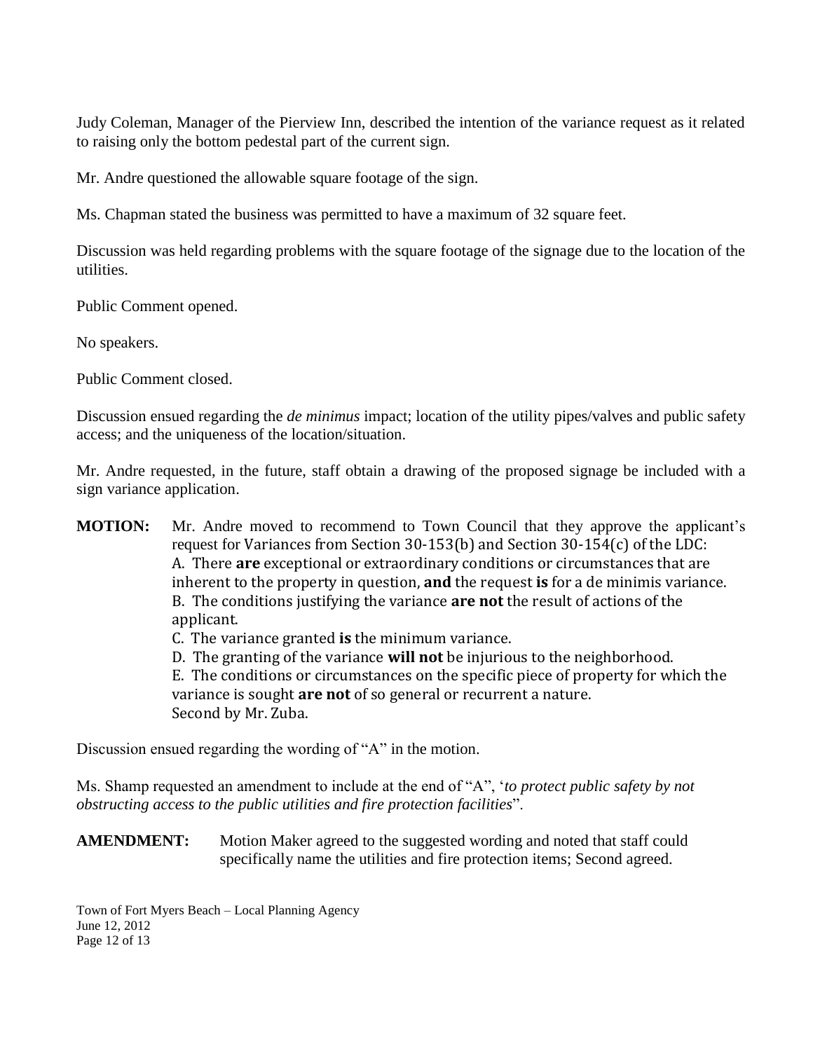Judy Coleman, Manager of the Pierview Inn, described the intention of the variance request as it related to raising only the bottom pedestal part of the current sign.

Mr. Andre questioned the allowable square footage of the sign.

Ms. Chapman stated the business was permitted to have a maximum of 32 square feet.

Discussion was held regarding problems with the square footage of the signage due to the location of the utilities.

Public Comment opened.

No speakers.

Public Comment closed.

Discussion ensued regarding the *de minimus* impact; location of the utility pipes/valves and public safety access; and the uniqueness of the location/situation.

Mr. Andre requested, in the future, staff obtain a drawing of the proposed signage be included with a sign variance application.

**MOTION:** Mr. Andre moved to recommend to Town Council that they approve the applicant's request for Variances from Section 30-153(b) and Section 30-154(c) of the LDC:
A. There **are** exceptional or extraordinary conditions or circumstances that are inherent to the property in question, **and** the request **is** for a de minimis variance.
B. The conditions justifying the variance **are not** the result of actions of the applicant.
C. The variance granted **is** the minimum variance.
D. The granting of the variance **will not** be injurious to the neighborhood.
E. The conditions or circumstances on the specific piece of property for which the variance is sought **are not** of so general or recurrent a nature.
Second by Mr. Zuba.

Discussion ensued regarding the wording of "A" in the motion.

Ms. Shamp requested an amendment to include at the end of "A", '*to protect public safety by not obstructing access to the public utilities and fire protection facilities*".

**AMENDMENT:** Motion Maker agreed to the suggested wording and noted that staff could specifically name the utilities and fire protection items; Second agreed.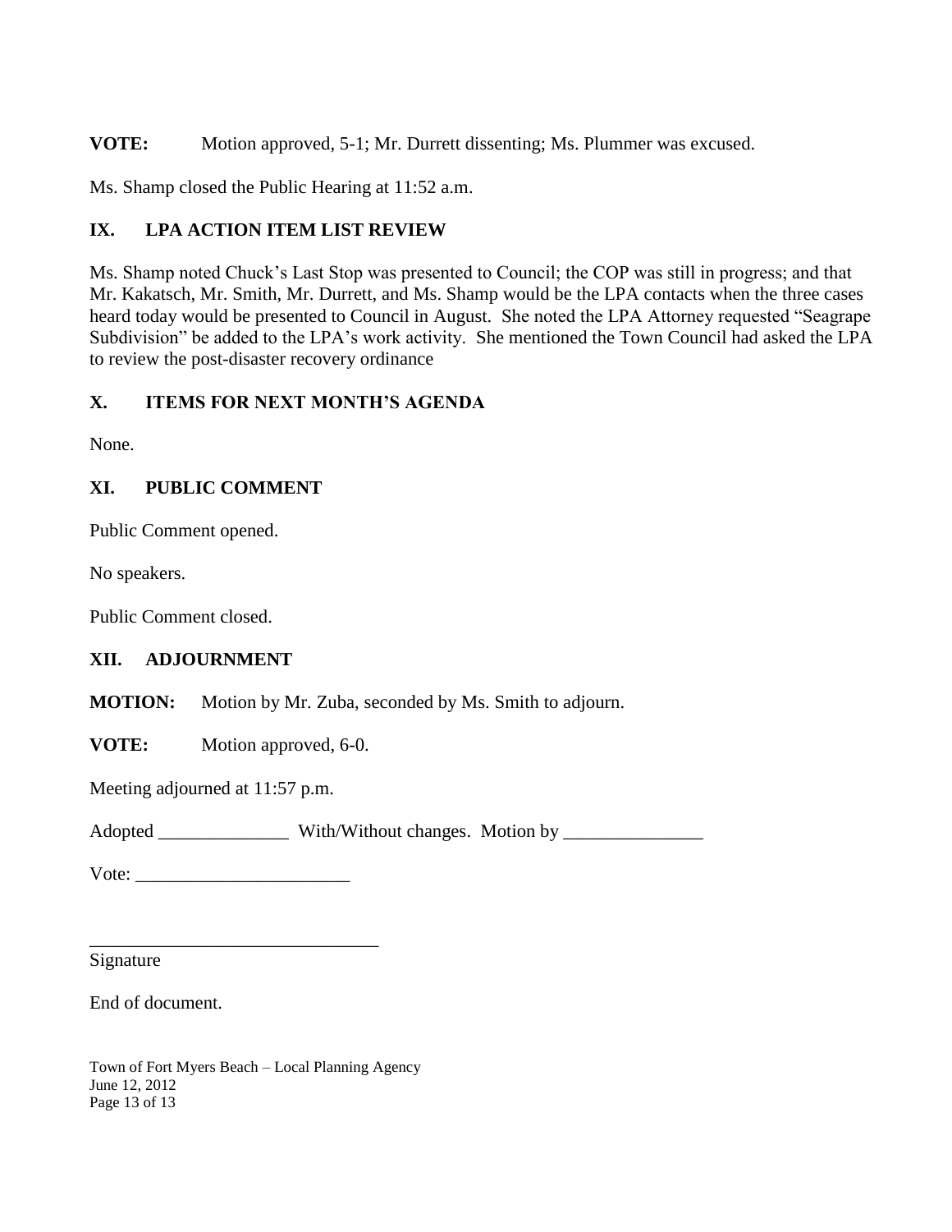**VOTE:** Motion approved, 5-1; Mr. Durrett dissenting; Ms. Plummer was excused.

Ms. Shamp closed the Public Hearing at 11:52 a.m.

## IX. LPA ACTION ITEM LIST REVIEW

Ms. Shamp noted Chuck's Last Stop was presented to Council; the COP was still in progress; and that Mr. Kakatsch, Mr. Smith, Mr. Durrett, and Ms. Shamp would be the LPA contacts when the three cases heard today would be presented to Council in August. She noted the LPA Attorney requested "Seagrape Subdivision" be added to the LPA's work activity. She mentioned the Town Council had asked the LPA to review the post-disaster recovery ordinance

## X. ITEMS FOR NEXT MONTH'S AGENDA

None.

## XI. PUBLIC COMMENT

Public Comment opened.

No speakers.

Public Comment closed.

## XII. ADJOURNMENT

**MOTION:** Motion by Mr. Zuba, seconded by Ms. Smith to adjourn.

**VOTE:** Motion approved, 6-0.

Meeting adjourned at 11:57 p.m.

Adopted ______________ With/Without changes. Motion by _______________

Vote: _______________________

_______________________________
Signature

End of document.